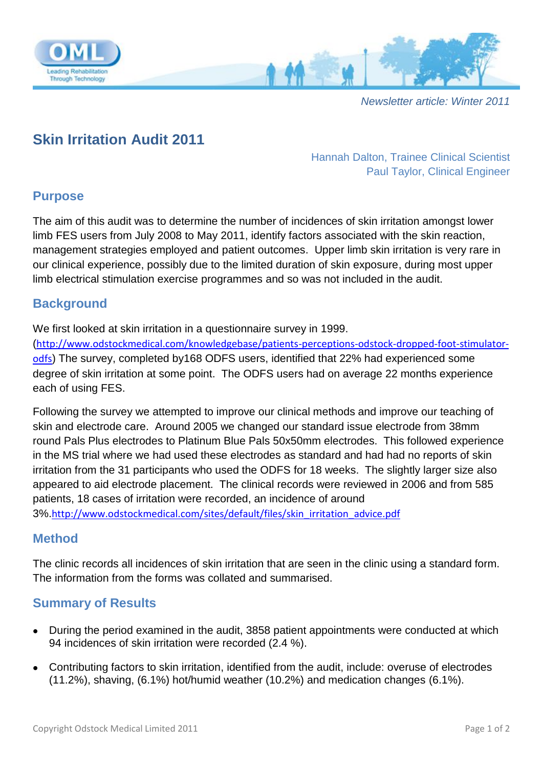*Newsletter article: Winter 2011*

# Skin Irritation Audit 2011

Hannah Dalton, Trainee Clinical Scientist
Paul Taylor, Clinical Engineer

## Purpose

The aim of this audit was to determine the number of incidences of skin irritation amongst lower limb FES users from July 2008 to May 2011, identify factors associated with the skin reaction, management strategies employed and patient outcomes. Upper limb skin irritation is very rare in our clinical experience, possibly due to the limited duration of skin exposure, during most upper limb electrical stimulation exercise programmes and so was not included in the audit.

## Background

We first looked at skin irritation in a questionnaire survey in 1999. (http://www.odstockmedical.com/knowledgebase/patients-perceptions-odstock-dropped-foot-stimulator-odfs) The survey, completed by168 ODFS users, identified that 22% had experienced some degree of skin irritation at some point. The ODFS users had on average 22 months experience each of using FES.

Following the survey we attempted to improve our clinical methods and improve our teaching of skin and electrode care. Around 2005 we changed our standard issue electrode from 38mm round Pals Plus electrodes to Platinum Blue Pals 50x50mm electrodes. This followed experience in the MS trial where we had used these electrodes as standard and had had no reports of skin irritation from the 31 participants who used the ODFS for 18 weeks. The slightly larger size also appeared to aid electrode placement. The clinical records were reviewed in 2006 and from 585 patients, 18 cases of irritation were recorded, an incidence of around 3%.http://www.odstockmedical.com/sites/default/files/skin_irritation_advice.pdf

## Method

The clinic records all incidences of skin irritation that are seen in the clinic using a standard form. The information from the forms was collated and summarised.

## Summary of Results

- During the period examined in the audit, 3858 patient appointments were conducted at which 94 incidences of skin irritation were recorded (2.4 %).
- Contributing factors to skin irritation, identified from the audit, include: overuse of electrodes (11.2%), shaving, (6.1%) hot/humid weather (10.2%) and medication changes (6.1%).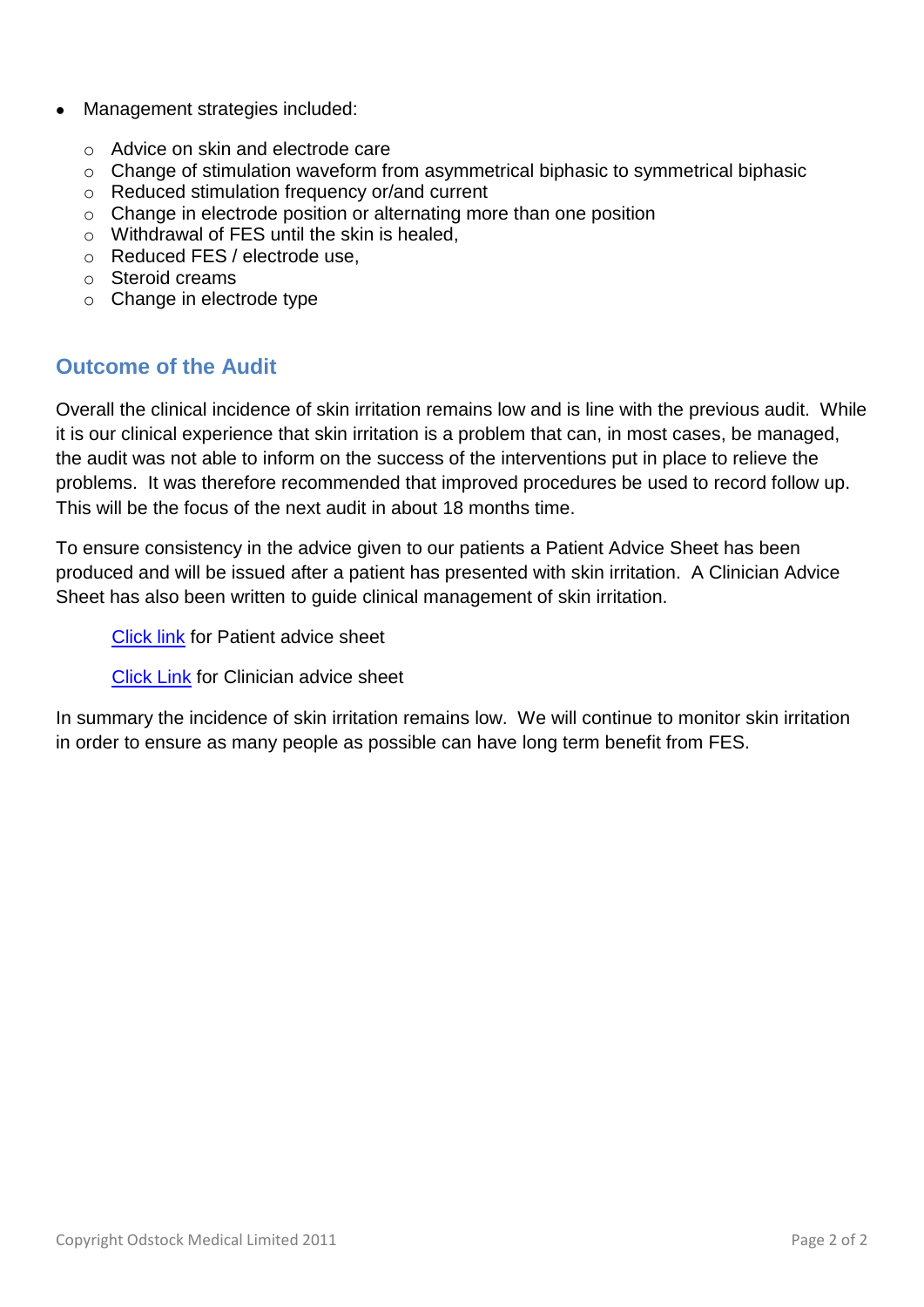- Management strategies included:
  - Advice on skin and electrode care
  - Change of stimulation waveform from asymmetrical biphasic to symmetrical biphasic
  - Reduced stimulation frequency or/and current
  - Change in electrode position or alternating more than one position
  - Withdrawal of FES until the skin is healed,
  - Reduced FES / electrode use,
  - Steroid creams
  - Change in electrode type

## Outcome of the Audit

Overall the clinical incidence of skin irritation remains low and is line with the previous audit. While it is our clinical experience that skin irritation is a problem that can, in most cases, be managed, the audit was not able to inform on the success of the interventions put in place to relieve the problems. It was therefore recommended that improved procedures be used to record follow up. This will be the focus of the next audit in about 18 months time.

To ensure consistency in the advice given to our patients a Patient Advice Sheet has been produced and will be issued after a patient has presented with skin irritation. A Clinician Advice Sheet has also been written to guide clinical management of skin irritation.

Click link for Patient advice sheet

Click Link for Clinician advice sheet

In summary the incidence of skin irritation remains low. We will continue to monitor skin irritation in order to ensure as many people as possible can have long term benefit from FES.

Copyright Odstock Medical Limited 2011